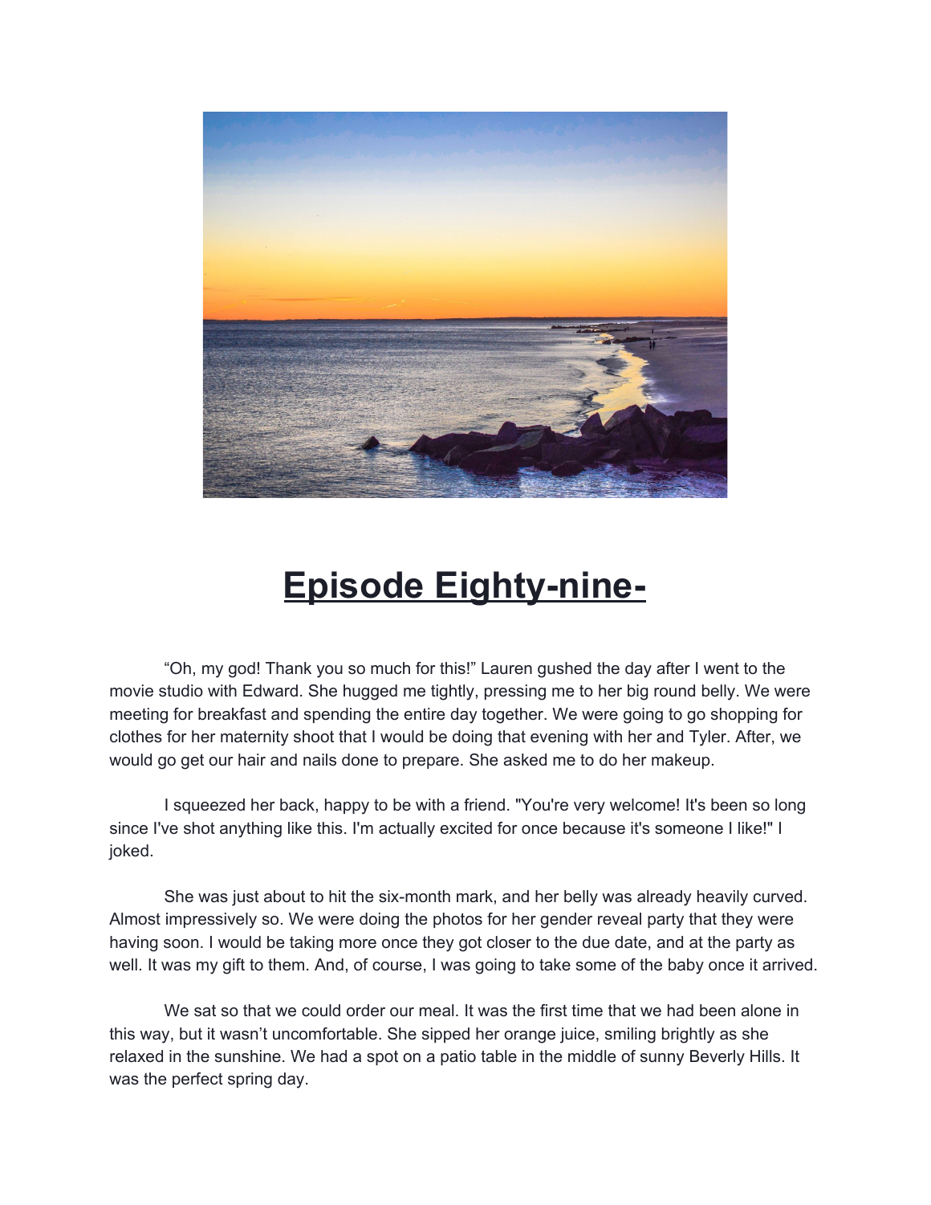# Episode Eighty-nine-

"Oh, my god! Thank you so much for this!" Lauren gushed the day after I went to the movie studio with Edward. She hugged me tightly, pressing me to her big round belly. We were meeting for breakfast and spending the entire day together. We were going to go shopping for clothes for her maternity shoot that I would be doing that evening with her and Tyler. After, we would go get our hair and nails done to prepare. She asked me to do her makeup.

I squeezed her back, happy to be with a friend. "You're very welcome! It's been so long since I've shot anything like this. I'm actually excited for once because it's someone I like!" I joked.

She was just about to hit the six-month mark, and her belly was already heavily curved. Almost impressively so. We were doing the photos for her gender reveal party that they were having soon. I would be taking more once they got closer to the due date, and at the party as well. It was my gift to them. And, of course, I was going to take some of the baby once it arrived.

We sat so that we could order our meal. It was the first time that we had been alone in this way, but it wasn't uncomfortable. She sipped her orange juice, smiling brightly as she relaxed in the sunshine. We had a spot on a patio table in the middle of sunny Beverly Hills. It was the perfect spring day.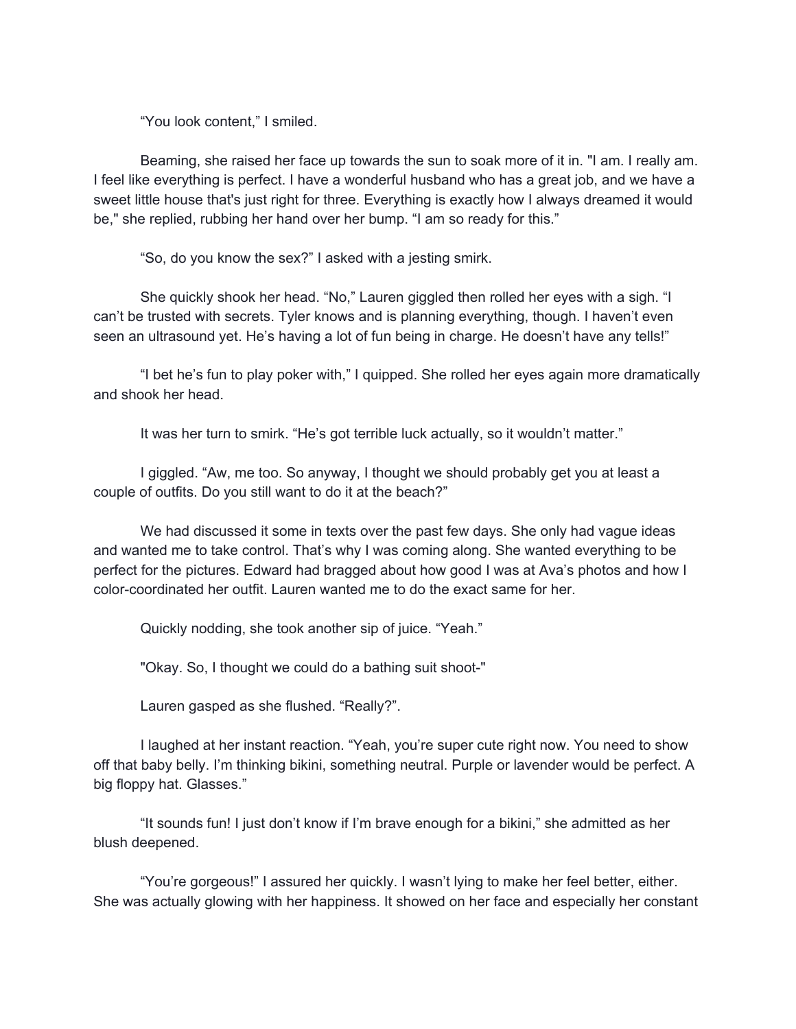"You look content," I smiled.

Beaming, she raised her face up towards the sun to soak more of it in. "I am. I really am. I feel like everything is perfect. I have a wonderful husband who has a great job, and we have a sweet little house that's just right for three. Everything is exactly how I always dreamed it would be," she replied, rubbing her hand over her bump. "I am so ready for this."

"So, do you know the sex?" I asked with a jesting smirk.

She quickly shook her head. "No," Lauren giggled then rolled her eyes with a sigh. "I can't be trusted with secrets. Tyler knows and is planning everything, though. I haven't even seen an ultrasound yet. He's having a lot of fun being in charge. He doesn't have any tells!"

"I bet he's fun to play poker with," I quipped. She rolled her eyes again more dramatically and shook her head.

It was her turn to smirk. "He's got terrible luck actually, so it wouldn't matter."

I giggled. "Aw, me too. So anyway, I thought we should probably get you at least a couple of outfits. Do you still want to do it at the beach?"

We had discussed it some in texts over the past few days. She only had vague ideas and wanted me to take control. That's why I was coming along. She wanted everything to be perfect for the pictures. Edward had bragged about how good I was at Ava's photos and how I color-coordinated her outfit. Lauren wanted me to do the exact same for her.

Quickly nodding, she took another sip of juice. "Yeah."

"Okay. So, I thought we could do a bathing suit shoot-"

Lauren gasped as she flushed. "Really?".

I laughed at her instant reaction. "Yeah, you're super cute right now. You need to show off that baby belly. I'm thinking bikini, something neutral. Purple or lavender would be perfect. A big floppy hat. Glasses."

"It sounds fun! I just don't know if I'm brave enough for a bikini," she admitted as her blush deepened.

"You're gorgeous!" I assured her quickly. I wasn't lying to make her feel better, either. She was actually glowing with her happiness. It showed on her face and especially her constant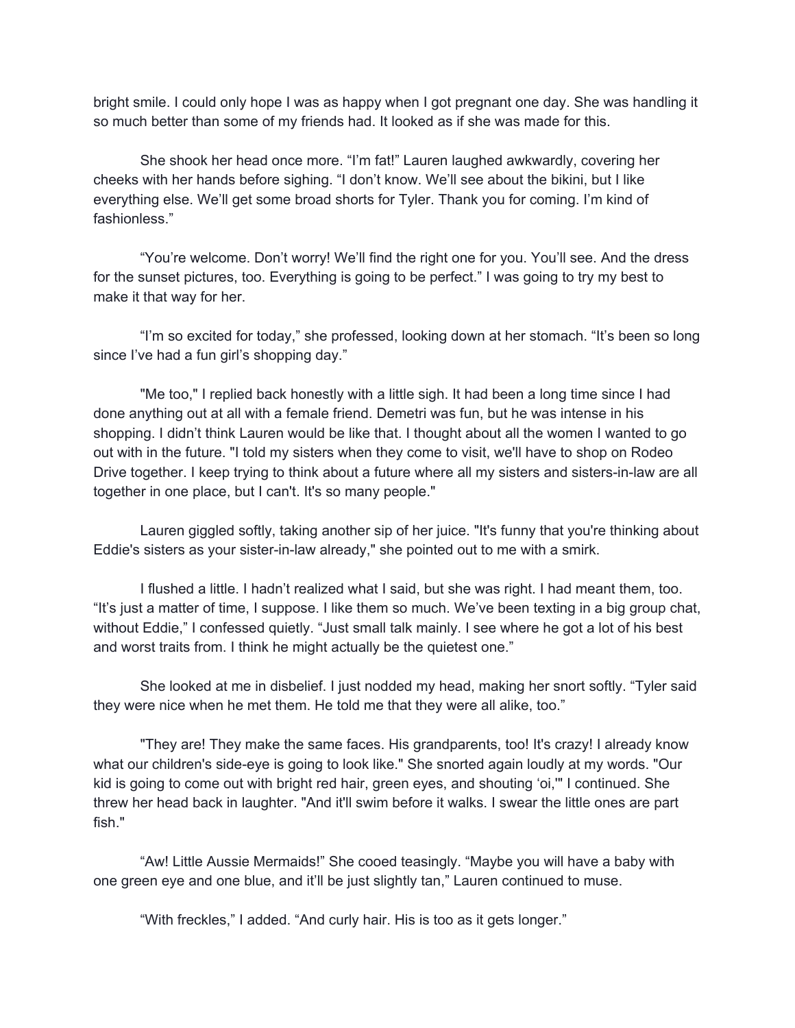bright smile. I could only hope I was as happy when I got pregnant one day. She was handling it so much better than some of my friends had. It looked as if she was made for this.

She shook her head once more. “I’m fat!” Lauren laughed awkwardly, covering her cheeks with her hands before sighing. “I don’t know. We’ll see about the bikini, but I like everything else. We’ll get some broad shorts for Tyler. Thank you for coming. I’m kind of fashionless.”

“You’re welcome. Don’t worry! We’ll find the right one for you. You’ll see. And the dress for the sunset pictures, too. Everything is going to be perfect.” I was going to try my best to make it that way for her.

“I’m so excited for today,” she professed, looking down at her stomach. “It’s been so long since I’ve had a fun girl’s shopping day.”

"Me too," I replied back honestly with a little sigh. It had been a long time since I had done anything out at all with a female friend. Demetri was fun, but he was intense in his shopping. I didn’t think Lauren would be like that. I thought about all the women I wanted to go out with in the future. "I told my sisters when they come to visit, we'll have to shop on Rodeo Drive together. I keep trying to think about a future where all my sisters and sisters-in-law are all together in one place, but I can't. It's so many people."

Lauren giggled softly, taking another sip of her juice. "It's funny that you're thinking about Eddie's sisters as your sister-in-law already," she pointed out to me with a smirk.

I flushed a little. I hadn’t realized what I said, but she was right. I had meant them, too. “It’s just a matter of time, I suppose. I like them so much. We’ve been texting in a big group chat, without Eddie,” I confessed quietly. “Just small talk mainly. I see where he got a lot of his best and worst traits from. I think he might actually be the quietest one.”

She looked at me in disbelief. I just nodded my head, making her snort softly. “Tyler said they were nice when he met them. He told me that they were all alike, too.”

"They are! They make the same faces. His grandparents, too! It's crazy! I already know what our children's side-eye is going to look like." She snorted again loudly at my words. "Our kid is going to come out with bright red hair, green eyes, and shouting ‘oi,'" I continued. She threw her head back in laughter. "And it'll swim before it walks. I swear the little ones are part fish."

“Aw! Little Aussie Mermaids!” She cooed teasingly. “Maybe you will have a baby with one green eye and one blue, and it’ll be just slightly tan,” Lauren continued to muse.

“With freckles,” I added. “And curly hair. His is too as it gets longer.”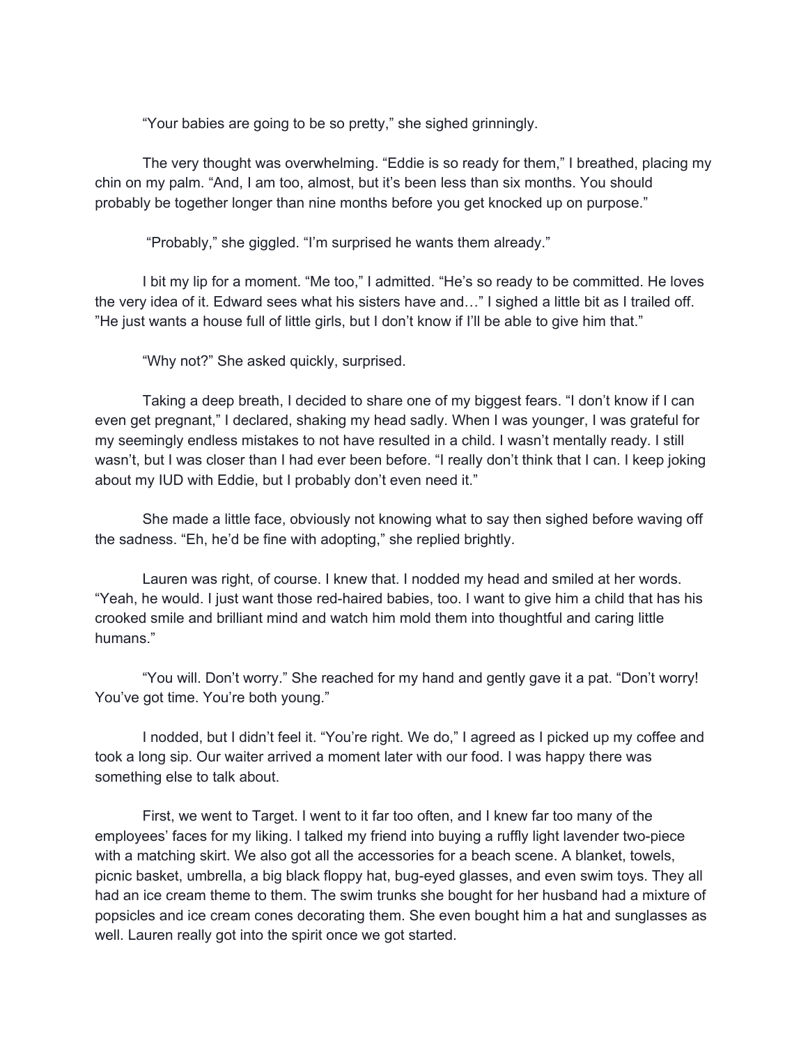"Your babies are going to be so pretty," she sighed grinningly.

The very thought was overwhelming. "Eddie is so ready for them," I breathed, placing my chin on my palm. "And, I am too, almost, but it's been less than six months. You should probably be together longer than nine months before you get knocked up on purpose."

"Probably," she giggled. "I'm surprised he wants them already."

I bit my lip for a moment. "Me too," I admitted. "He's so ready to be committed. He loves the very idea of it. Edward sees what his sisters have and…" I sighed a little bit as I trailed off. "He just wants a house full of little girls, but I don't know if I'll be able to give him that."

"Why not?" She asked quickly, surprised.

Taking a deep breath, I decided to share one of my biggest fears. "I don't know if I can even get pregnant," I declared, shaking my head sadly. When I was younger, I was grateful for my seemingly endless mistakes to not have resulted in a child. I wasn't mentally ready. I still wasn't, but I was closer than I had ever been before. "I really don't think that I can. I keep joking about my IUD with Eddie, but I probably don't even need it."

She made a little face, obviously not knowing what to say then sighed before waving off the sadness. "Eh, he'd be fine with adopting," she replied brightly.

Lauren was right, of course. I knew that. I nodded my head and smiled at her words. "Yeah, he would. I just want those red-haired babies, too. I want to give him a child that has his crooked smile and brilliant mind and watch him mold them into thoughtful and caring little humans."

"You will. Don't worry." She reached for my hand and gently gave it a pat. "Don't worry! You've got time. You're both young."

I nodded, but I didn't feel it. "You're right. We do," I agreed as I picked up my coffee and took a long sip. Our waiter arrived a moment later with our food. I was happy there was something else to talk about.

First, we went to Target. I went to it far too often, and I knew far too many of the employees' faces for my liking. I talked my friend into buying a ruffly light lavender two-piece with a matching skirt. We also got all the accessories for a beach scene. A blanket, towels, picnic basket, umbrella, a big black floppy hat, bug-eyed glasses, and even swim toys. They all had an ice cream theme to them. The swim trunks she bought for her husband had a mixture of popsicles and ice cream cones decorating them. She even bought him a hat and sunglasses as well. Lauren really got into the spirit once we got started.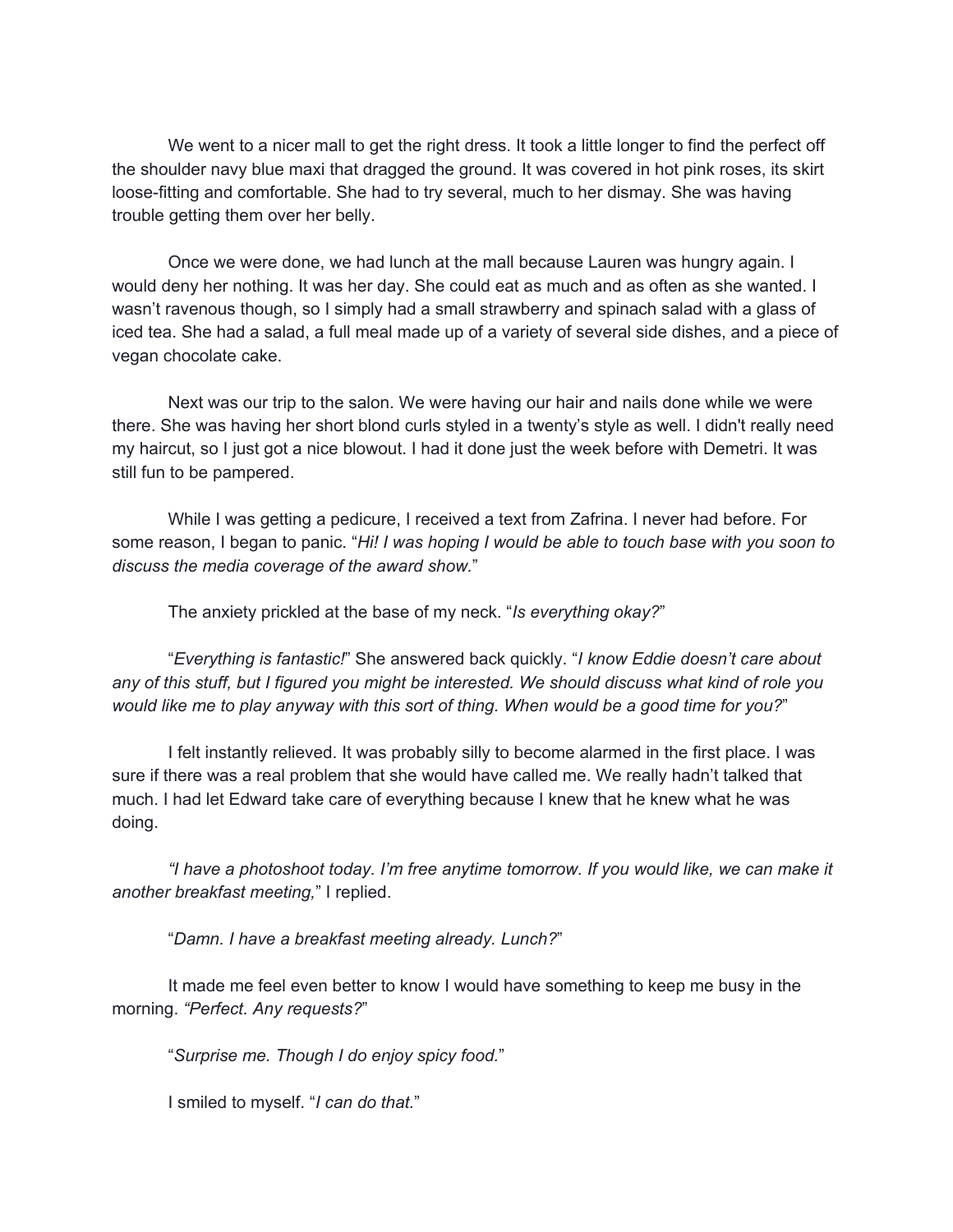We went to a nicer mall to get the right dress. It took a little longer to find the perfect off the shoulder navy blue maxi that dragged the ground. It was covered in hot pink roses, its skirt loose-fitting and comfortable. She had to try several, much to her dismay. She was having trouble getting them over her belly.

Once we were done, we had lunch at the mall because Lauren was hungry again. I would deny her nothing. It was her day. She could eat as much and as often as she wanted. I wasn't ravenous though, so I simply had a small strawberry and spinach salad with a glass of iced tea. She had a salad, a full meal made up of a variety of several side dishes, and a piece of vegan chocolate cake.

Next was our trip to the salon. We were having our hair and nails done while we were there. She was having her short blond curls styled in a twenty's style as well. I didn't really need my haircut, so I just got a nice blowout. I had it done just the week before with Demetri. It was still fun to be pampered.

While I was getting a pedicure, I received a text from Zafrina. I never had before. For some reason, I began to panic. "*Hi! I was hoping I would be able to touch base with you soon to discuss the media coverage of the award show.*"

The anxiety prickled at the base of my neck. "*Is everything okay?*"

"*Everything is fantastic!*" She answered back quickly. "*I know Eddie doesn't care about any of this stuff, but I figured you might be interested. We should discuss what kind of role you would like me to play anyway with this sort of thing. When would be a good time for you?*"

I felt instantly relieved. It was probably silly to become alarmed in the first place. I was sure if there was a real problem that she would have called me. We really hadn't talked that much. I had let Edward take care of everything because I knew that he knew what he was doing.

*"I have a photoshoot today. I'm free anytime tomorrow. If you would like, we can make it another breakfast meeting,*" I replied.

"*Damn. I have a breakfast meeting already. Lunch?*"

It made me feel even better to know I would have something to keep me busy in the morning. *"Perfect. Any requests?*"

"*Surprise me. Though I do enjoy spicy food.*"

I smiled to myself. "*I can do that.*"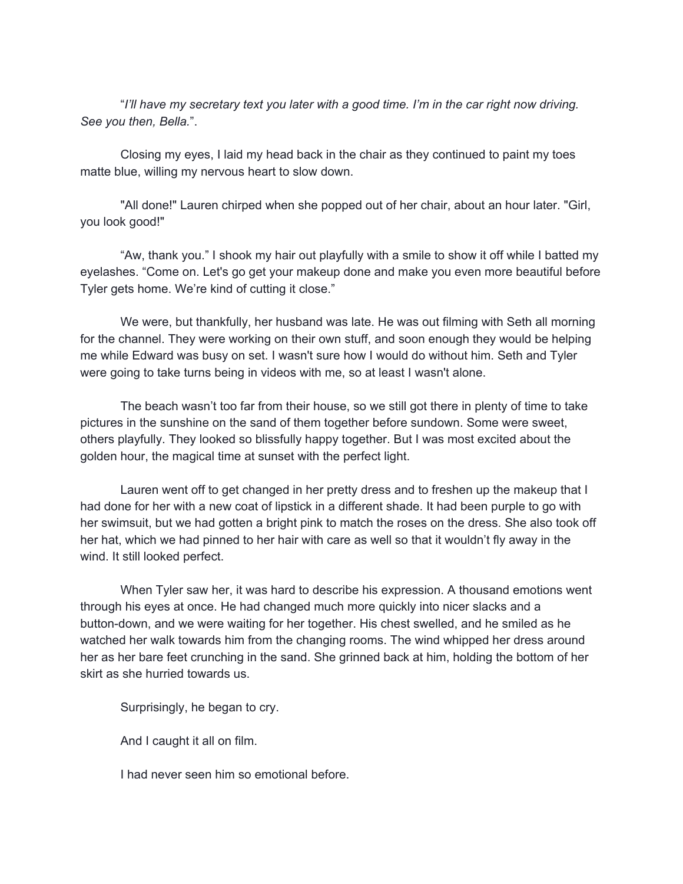"*I'll have my secretary text you later with a good time. I'm in the car right now driving. See you then, Bella.*".

Closing my eyes, I laid my head back in the chair as they continued to paint my toes matte blue, willing my nervous heart to slow down.

"All done!" Lauren chirped when she popped out of her chair, about an hour later. "Girl, you look good!"

"Aw, thank you." I shook my hair out playfully with a smile to show it off while I batted my eyelashes. "Come on. Let's go get your makeup done and make you even more beautiful before Tyler gets home. We're kind of cutting it close."

We were, but thankfully, her husband was late. He was out filming with Seth all morning for the channel. They were working on their own stuff, and soon enough they would be helping me while Edward was busy on set. I wasn't sure how I would do without him. Seth and Tyler were going to take turns being in videos with me, so at least I wasn't alone.

The beach wasn't too far from their house, so we still got there in plenty of time to take pictures in the sunshine on the sand of them together before sundown. Some were sweet, others playfully. They looked so blissfully happy together. But I was most excited about the golden hour, the magical time at sunset with the perfect light.

Lauren went off to get changed in her pretty dress and to freshen up the makeup that I had done for her with a new coat of lipstick in a different shade. It had been purple to go with her swimsuit, but we had gotten a bright pink to match the roses on the dress. She also took off her hat, which we had pinned to her hair with care as well so that it wouldn't fly away in the wind. It still looked perfect.

When Tyler saw her, it was hard to describe his expression. A thousand emotions went through his eyes at once. He had changed much more quickly into nicer slacks and a button-down, and we were waiting for her together. His chest swelled, and he smiled as he watched her walk towards him from the changing rooms. The wind whipped her dress around her as her bare feet crunching in the sand. She grinned back at him, holding the bottom of her skirt as she hurried towards us.

Surprisingly, he began to cry.

And I caught it all on film.

I had never seen him so emotional before.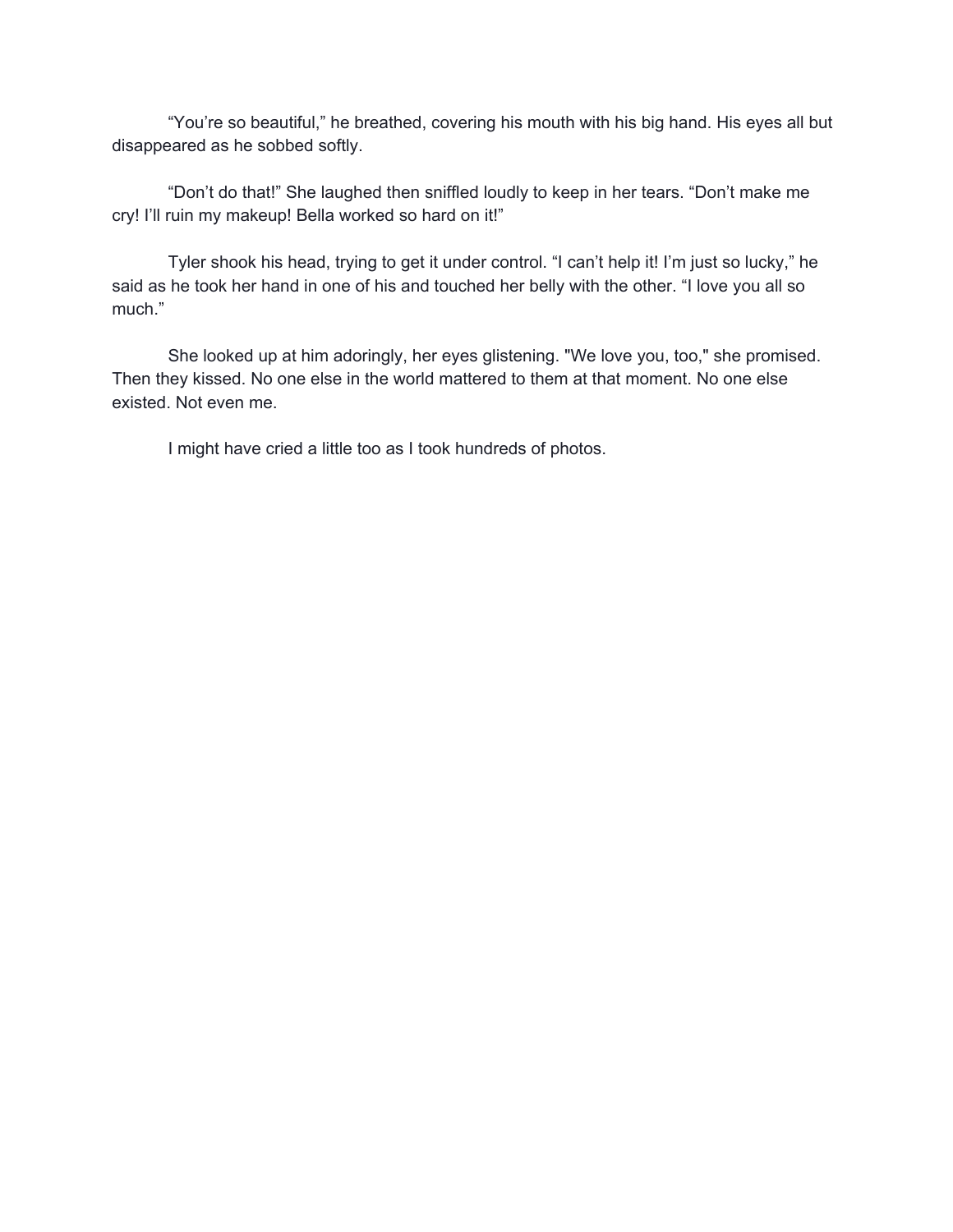"You're so beautiful," he breathed, covering his mouth with his big hand. His eyes all but disappeared as he sobbed softly.

"Don't do that!" She laughed then sniffled loudly to keep in her tears. "Don't make me cry! I'll ruin my makeup! Bella worked so hard on it!"

Tyler shook his head, trying to get it under control. "I can't help it! I'm just so lucky," he said as he took her hand in one of his and touched her belly with the other. "I love you all so much."

She looked up at him adoringly, her eyes glistening. "We love you, too," she promised. Then they kissed. No one else in the world mattered to them at that moment. No one else existed. Not even me.

I might have cried a little too as I took hundreds of photos.